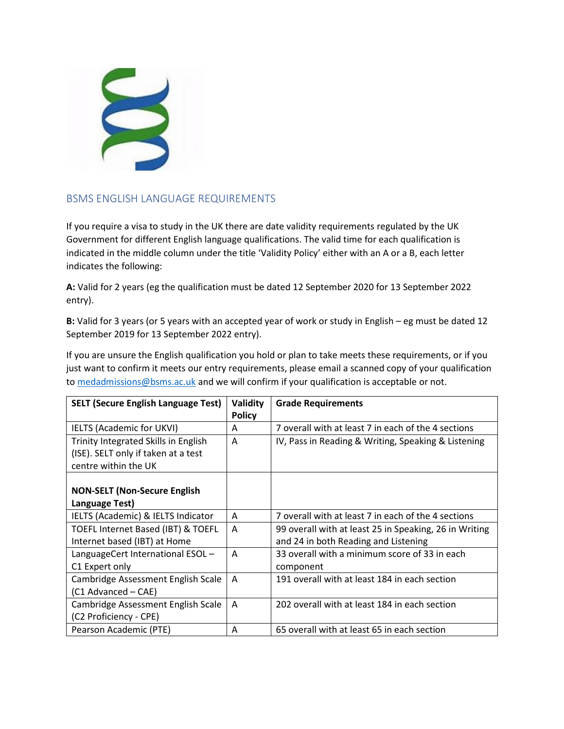## BSMS ENGLISH LANGUAGE REQUIREMENTS

If you require a visa to study in the UK there are date validity requirements regulated by the UK Government for different English language qualifications. The valid time for each qualification is indicated in the middle column under the title 'Validity Policy' either with an A or a B, each letter indicates the following:

**A:** Valid for 2 years (eg the qualification must be dated 12 September 2020 for 13 September 2022 entry).

**B:** Valid for 3 years (or 5 years with an accepted year of work or study in English – eg must be dated 12 September 2019 for 13 September 2022 entry).

If you are unsure the English qualification you hold or plan to take meets these requirements, or if you just want to confirm it meets our entry requirements, please email a scanned copy of your qualification to medadmissions@bsms.ac.uk and we will confirm if your qualification is acceptable or not.

| **SELT (Secure English Language Test)** | **Validity Policy** | **Grade Requirements** |
|---|---|---|
| IELTS (Academic for UKVI) | A | 7 overall with at least 7 in each of the 4 sections |
| Trinity Integrated Skills in English (ISE). SELT only if taken at a test centre within the UK | A | IV, Pass in Reading & Writing, Speaking & Listening |
| **NON-SELT (Non-Secure English Language Test)** | | |
| IELTS (Academic) & IELTS Indicator | A | 7 overall with at least 7 in each of the 4 sections |
| TOEFL Internet Based (IBT) & TOEFL Internet based (IBT) at Home | A | 99 overall with at least 25 in Speaking, 26 in Writing and 24 in both Reading and Listening |
| LanguageCert International ESOL – C1 Expert only | A | 33 overall with a minimum score of 33 in each component |
| Cambridge Assessment English Scale (C1 Advanced – CAE) | A | 191 overall with at least 184 in each section |
| Cambridge Assessment English Scale (C2 Proficiency - CPE) | A | 202 overall with at least 184 in each section |
| Pearson Academic (PTE) | A | 65 overall with at least 65 in each section |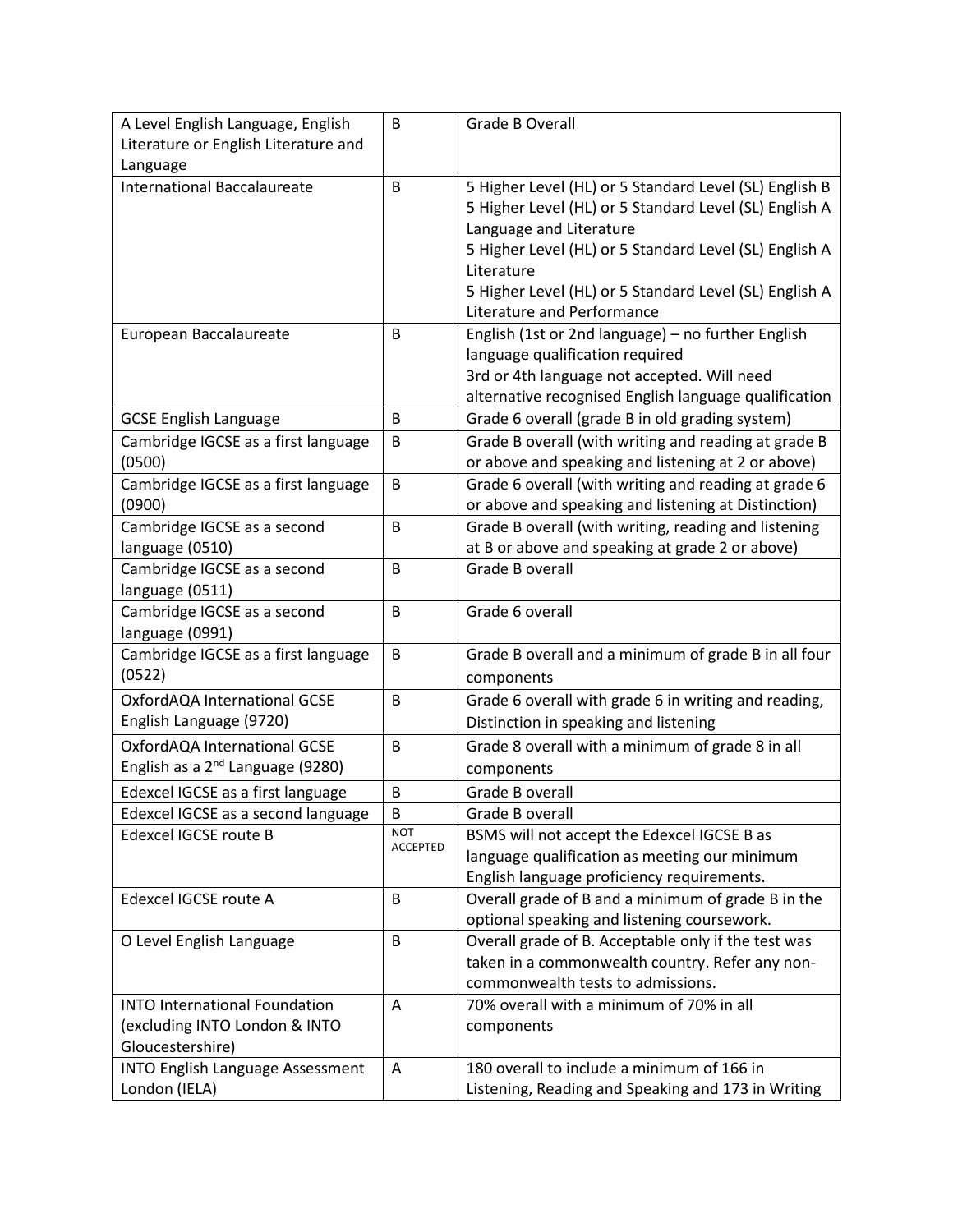| A Level English Language, English Literature or English Literature and Language | B | Grade B Overall |
|---|---|---|
| International Baccalaureate | B | 5 Higher Level (HL) or 5 Standard Level (SL) English B<br>5 Higher Level (HL) or 5 Standard Level (SL) English A Language and Literature<br>5 Higher Level (HL) or 5 Standard Level (SL) English A Literature<br>5 Higher Level (HL) or 5 Standard Level (SL) English A Literature and Performance |
| European Baccalaureate | B | English (1st or 2nd language) – no further English language qualification required<br>3rd or 4th language not accepted. Will need alternative recognised English language qualification |
| GCSE English Language | B | Grade 6 overall (grade B in old grading system) |
| Cambridge IGCSE as a first language (0500) | B | Grade B overall (with writing and reading at grade B or above and speaking and listening at 2 or above) |
| Cambridge IGCSE as a first language (0900) | B | Grade 6 overall (with writing and reading at grade 6 or above and speaking and listening at Distinction) |
| Cambridge IGCSE as a second language (0510) | B | Grade B overall (with writing, reading and listening at B or above and speaking at grade 2 or above) |
| Cambridge IGCSE as a second language (0511) | B | Grade B overall |
| Cambridge IGCSE as a second language (0991) | B | Grade 6 overall |
| Cambridge IGCSE as a first language (0522) | B | Grade B overall and a minimum of grade B in all four components |
| OxfordAQA International GCSE English Language (9720) | B | Grade 6 overall with grade 6 in writing and reading, Distinction in speaking and listening |
| OxfordAQA International GCSE English as a 2nd Language (9280) | B | Grade 8 overall with a minimum of grade 8 in all components |
| Edexcel IGCSE as a first language | B | Grade B overall |
| Edexcel IGCSE as a second language | B | Grade B overall |
| Edexcel IGCSE route B | NOT ACCEPTED | BSMS will not accept the Edexcel IGCSE B as language qualification as meeting our minimum English language proficiency requirements. |
| Edexcel IGCSE route A | B | Overall grade of B and a minimum of grade B in the optional speaking and listening coursework. |
| O Level English Language | B | Overall grade of B. Acceptable only if the test was taken in a commonwealth country. Refer any non-commonwealth tests to admissions. |
| INTO International Foundation (excluding INTO London & INTO Gloucestershire) | A | 70% overall with a minimum of 70% in all components |
| INTO English Language Assessment London (IELA) | A | 180 overall to include a minimum of 166 in Listening, Reading and Speaking and 173 in Writing |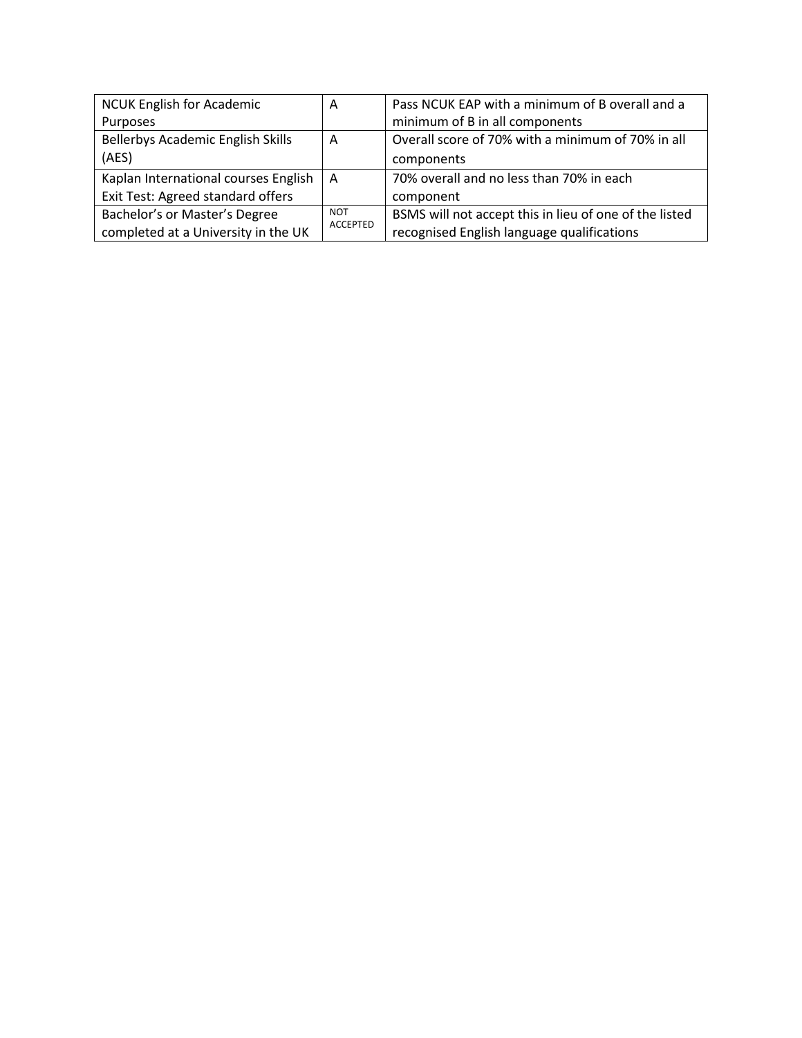| | | |
|---|---|---|
| NCUK English for Academic Purposes | A | Pass NCUK EAP with a minimum of B overall and a minimum of B in all components |
| Bellerbys Academic English Skills (AES) | A | Overall score of 70% with a minimum of 70% in all components |
| Kaplan International courses English Exit Test: Agreed standard offers | A | 70% overall and no less than 70% in each component |
| Bachelor's or Master's Degree completed at a University in the UK | NOT ACCEPTED | BSMS will not accept this in lieu of one of the listed recognised English language qualifications |